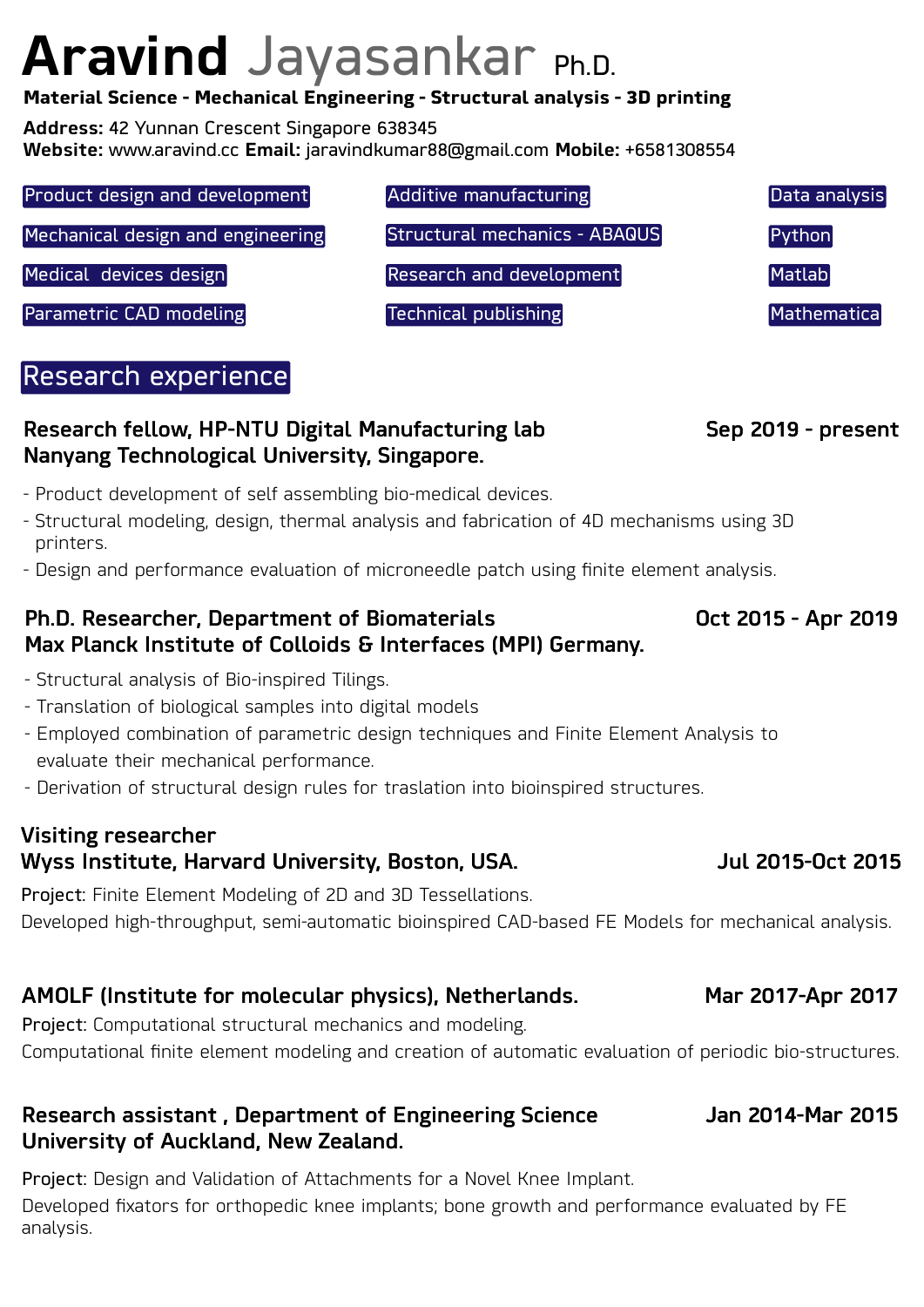# **Aravind** Jayasankar Ph.D.

**Material Science - Mechanical Engineering - Structural analysis - 3D printing**

**Address:** 42 Yunnan Crescent Singapore 638345
**Website:** www.aravind.cc **Email:** jaravindkumar88@gmail.com **Mobile:** +6581308554

- Product design and development
- Mechanical design and engineering
- Medical devices design
- Parametric CAD modeling
- Additive manufacturing
- Structural mechanics - ABAQUS
- Research and development
- Technical publishing
- Data analysis
- Python
- Matlab
- Mathematica

## Research experience

### Research fellow, HP-NTU Digital Manufacturing lab — Sep 2019 - present
### Nanyang Technological University, Singapore.

- Product development of self assembling bio-medical devices.
- Structural modeling, design, thermal analysis and fabrication of 4D mechanisms using 3D printers.
- Design and performance evaluation of microneedle patch using finite element analysis.

### Ph.D. Researcher, Department of Biomaterials — Oct 2015 - Apr 2019
### Max Planck Institute of Colloids & Interfaces (MPI) Germany.

- Structural analysis of Bio-inspired Tilings.
- Translation of biological samples into digital models
- Employed combination of parametric design techniques and Finite Element Analysis to evaluate their mechanical performance.
- Derivation of structural design rules for traslation into bioinspired structures.

### Visiting researcher
### Wyss Institute, Harvard University, Boston, USA. — Jul 2015-Oct 2015

Project: Finite Element Modeling of 2D and 3D Tessellations.

Developed high-throughput, semi-automatic bioinspired CAD-based FE Models for mechanical analysis.

### AMOLF (Institute for molecular physics), Netherlands. — Mar 2017-Apr 2017

Project: Computational structural mechanics and modeling.

Computational finite element modeling and creation of automatic evaluation of periodic bio-structures.

### Research assistant , Department of Engineering Science — Jan 2014-Mar 2015
### University of Auckland, New Zealand.

Project: Design and Validation of Attachments for a Novel Knee Implant.

Developed fixators for orthopedic knee implants; bone growth and performance evaluated by FE analysis.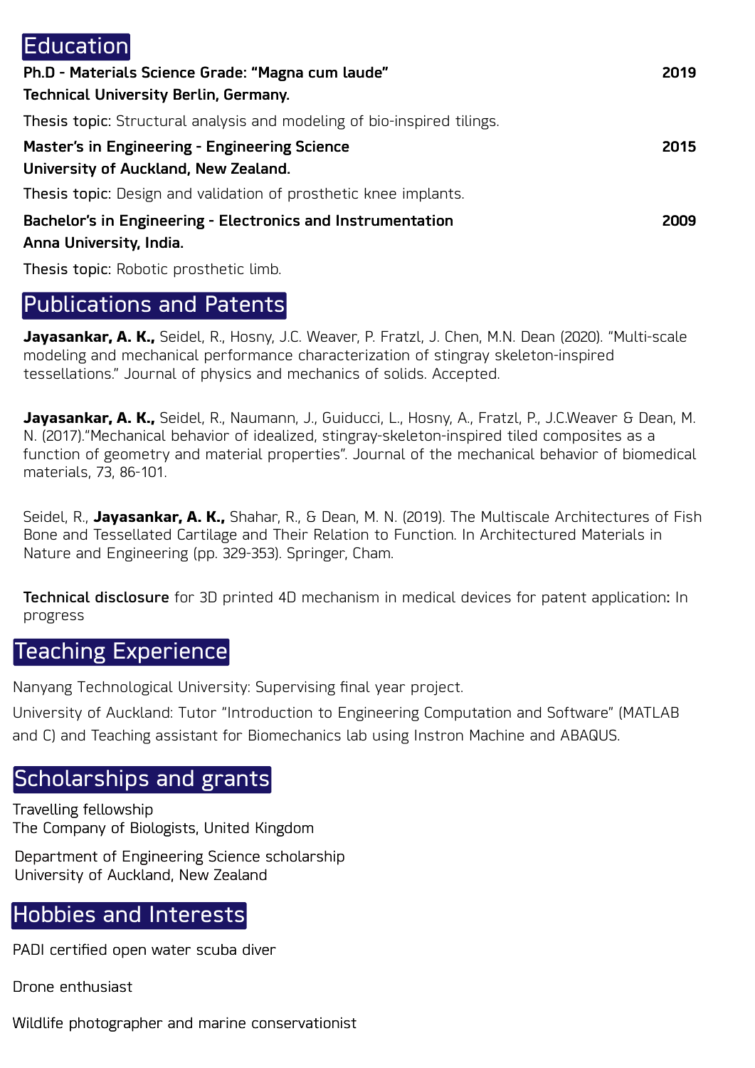## Education

**Ph.D - Materials Science Grade: "Magna cum laude"** **2019**
**Technical University Berlin, Germany.**

Thesis topic: Structural analysis and modeling of bio-inspired tilings.

**Master's in Engineering - Engineering Science** **2015**
**University of Auckland, New Zealand.**

Thesis topic: Design and validation of prosthetic knee implants.

**Bachelor's in Engineering - Electronics and Instrumentation** **2009**
**Anna University, India.**

Thesis topic: Robotic prosthetic limb.

## Publications and Patents

**Jayasankar, A. K.,** Seidel, R., Hosny, J.C. Weaver, P. Fratzl, J. Chen, M.N. Dean (2020). "Multi-scale modeling and mechanical performance characterization of stingray skeleton-inspired tessellations." Journal of physics and mechanics of solids. Accepted.

**Jayasankar, A. K.,** Seidel, R., Naumann, J., Guiducci, L., Hosny, A., Fratzl, P., J.C.Weaver & Dean, M. N. (2017)."Mechanical behavior of idealized, stingray-skeleton-inspired tiled composites as a function of geometry and material properties". Journal of the mechanical behavior of biomedical materials, 73, 86-101.

Seidel, R., **Jayasankar, A. K.,** Shahar, R., & Dean, M. N. (2019). The Multiscale Architectures of Fish Bone and Tessellated Cartilage and Their Relation to Function. In Architectured Materials in Nature and Engineering (pp. 329-353). Springer, Cham.

**Technical disclosure** for 3D printed 4D mechanism in medical devices for patent application: In progress

## Teaching Experience

Nanyang Technological University: Supervising final year project.

University of Auckland: Tutor "Introduction to Engineering Computation and Software" (MATLAB and C) and Teaching assistant for Biomechanics lab using Instron Machine and ABAQUS.

## Scholarships and grants

Travelling fellowship
The Company of Biologists, United Kingdom

Department of Engineering Science scholarship
University of Auckland, New Zealand

## Hobbies and Interests

PADI certified open water scuba diver

Drone enthusiast

Wildlife photographer and marine conservationist